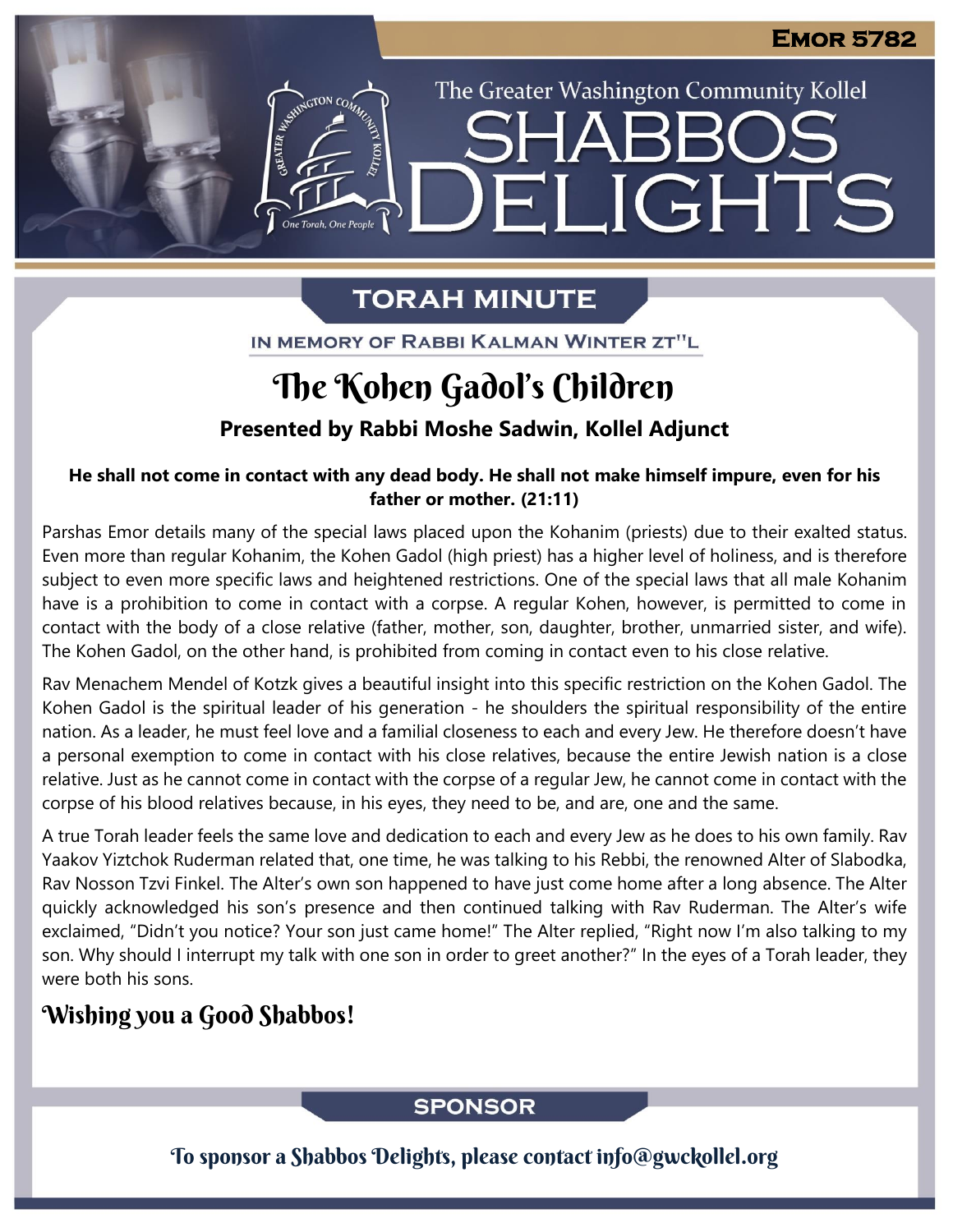# Emor 5782

The Greater Washington Community Kollel

# SHABBOS DELIGHTS

## TORAH MINUTE

IN MEMORY OF RABBI KALMAN WINTER ZT"L

# The Kohen Gadol's Children

**Presented by Rabbi Moshe Sadwin, Kollel Adjunct**

**He shall not come in contact with any dead body. He shall not make himself impure, even for his father or mother. (21:11)**

Parshas Emor details many of the special laws placed upon the Kohanim (priests) due to their exalted status. Even more than regular Kohanim, the Kohen Gadol (high priest) has a higher level of holiness, and is therefore subject to even more specific laws and heightened restrictions. One of the special laws that all male Kohanim have is a prohibition to come in contact with a corpse. A regular Kohen, however, is permitted to come in contact with the body of a close relative (father, mother, son, daughter, brother, unmarried sister, and wife). The Kohen Gadol, on the other hand, is prohibited from coming in contact even to his close relative.

Rav Menachem Mendel of Kotzk gives a beautiful insight into this specific restriction on the Kohen Gadol. The Kohen Gadol is the spiritual leader of his generation - he shoulders the spiritual responsibility of the entire nation. As a leader, he must feel love and a familial closeness to each and every Jew. He therefore doesn't have a personal exemption to come in contact with his close relatives, because the entire Jewish nation is a close relative. Just as he cannot come in contact with the corpse of a regular Jew, he cannot come in contact with the corpse of his blood relatives because, in his eyes, they need to be, and are, one and the same.

A true Torah leader feels the same love and dedication to each and every Jew as he does to his own family. Rav Yaakov Yiztchok Ruderman related that, one time, he was talking to his Rebbi, the renowned Alter of Slabodka, Rav Nosson Tzvi Finkel. The Alter's own son happened to have just come home after a long absence. The Alter quickly acknowledged his son's presence and then continued talking with Rav Ruderman. The Alter's wife exclaimed, "Didn't you notice? Your son just came home!" The Alter replied, "Right now I'm also talking to my son. Why should I interrupt my talk with one son in order to greet another?" In the eyes of a Torah leader, they were both his sons.

## Wishing you a Good Shabbos!

## SPONSOR

To sponsor a Shabbos Delights, please contact info@gwckollel.org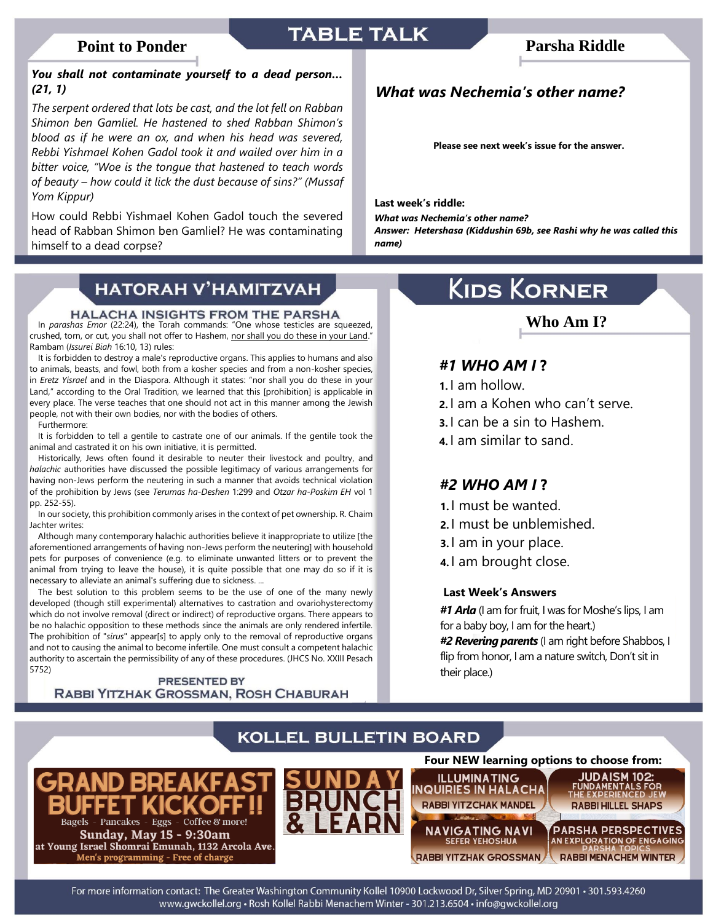# TABLE TALK

## Point to Ponder

***You shall not contaminate yourself to a dead person... (21, 1)***

*The serpent ordered that lots be cast, and the lot fell on Rabban Shimon ben Gamliel. He hastened to shed Rabban Shimon's blood as if he were an ox, and when his head was severed, Rebbi Yishmael Kohen Gadol took it and wailed over him in a bitter voice, "Woe is the tongue that hastened to teach words of beauty – how could it lick the dust because of sins?" (Mussaf Yom Kippur)*

How could Rebbi Yishmael Kohen Gadol touch the severed head of Rabban Shimon ben Gamliel? He was contaminating himself to a dead corpse?

## Parsha Riddle

***What was Nechemia's other name?***

**Please see next week's issue for the answer.**

**Last week's riddle:**

***What was Nechemia's other name?***

***Answer: Hetershasa (Kiddushin 69b, see Rashi why he was called this name)***

# HATORAH V'HAMITZVAH

## HALACHA INSIGHTS FROM THE PARSHA

In *parashas Emor* (22:24), the Torah commands: "One whose testicles are squeezed, crushed, torn, or cut, you shall not offer to Hashem, nor shall you do these in your Land." Rambam (*Issurei Biah* 16:10, 13) rules:

It is forbidden to destroy a male's reproductive organs. This applies to humans and also to animals, beasts, and fowl, both from a kosher species and from a non-kosher species, in *Eretz Yisrael* and in the Diaspora. Although it states: "nor shall you do these in your Land," according to the Oral Tradition, we learned that this [prohibition] is applicable in every place. The verse teaches that one should not act in this manner among the Jewish people, not with their own bodies, nor with the bodies of others.

Furthermore:

It is forbidden to tell a gentile to castrate one of our animals. If the gentile took the animal and castrated it on his own initiative, it is permitted.

Historically, Jews often found it desirable to neuter their livestock and poultry, and *halachic* authorities have discussed the possible legitimacy of various arrangements for having non-Jews perform the neutering in such a manner that avoids technical violation of the prohibition by Jews (see *Terumas ha-Deshen* 1:299 and *Otzar ha-Poskim EH* vol 1 pp. 252-55).

In our society, this prohibition commonly arises in the context of pet ownership. R. Chaim Jachter writes:

Although many contemporary halachic authorities believe it inappropriate to utilize [the aforementioned arrangements of having non-Jews perform the neutering] with household pets for purposes of convenience (e.g. to eliminate unwanted litters or to prevent the animal from trying to leave the house), it is quite possible that one may do so if it is necessary to alleviate an animal's suffering due to sickness. ...

The best solution to this problem seems to be the use of one of the many newly developed (though still experimental) alternatives to castration and ovariohysterectomy which do not involve removal (direct or indirect) of reproductive organs. There appears to be no halachic opposition to these methods since the animals are only rendered infertile. The prohibition of "*sirus*" appear[s] to apply only to the removal of reproductive organs and not to causing the animal to become infertile. One must consult a competent halachic authority to ascertain the permissibility of any of these procedures. (JHCS No. XXIII Pesach 5752)

PRESENTED BY
RABBI YITZHAK GROSSMAN, ROSH CHABURAH

# KIDS KORNER

## Who Am I?

### #1 WHO AM I ?

1. I am hollow.
2. I am a Kohen who can't serve.
3. I can be a sin to Hashem.
4. I am similar to sand.

### #2 WHO AM I ?

1. I must be wanted.
2. I must be unblemished.
3. I am in your place.
4. I am brought close.

**Last Week's Answers**

***#1 Arla*** (I am for fruit, I was for Moshe's lips, I am for a baby boy, I am for the heart.)

***#2 Revering parents*** (I am right before Shabbos, I flip from honor, I am a nature switch, Don't sit in their place.)

# KOLLEL BULLETIN BOARD

GRAND BREAKFAST BUFFET KICKOFF!!
Bagels - Pancakes - Eggs - Coffee & more!
Sunday, May 15 - 9:30am
at Young Israel Shomrai Emunah, 1132 Arcola Ave.
Men's programming - Free of charge

SUNDAY BRUNCH & LEARN

**Four NEW learning options to choose from:**

- ILLUMINATING INQUIRIES IN HALACHA – RABBI YITZCHAK MANDEL
- JUDAISM 102: FUNDAMENTALS FOR THE EXPERIENCED JEW – RABBI HILLEL SHAPS
- NAVIGATING NAVI: SEFER YEHOSHUA – RABBI YITZHAK GROSSMAN
- PARSHA PERSPECTIVES: AN EXPLORATION OF ENGAGING PARSHA TOPICS – RABBI MENACHEM WINTER

For more information contact: The Greater Washington Community Kollel 10900 Lockwood Dr, Silver Spring, MD 20901 • 301.593.4260
www.gwckollel.org • Rosh Kollel Rabbi Menachem Winter - 301.213.6504 • info@gwckollel.org